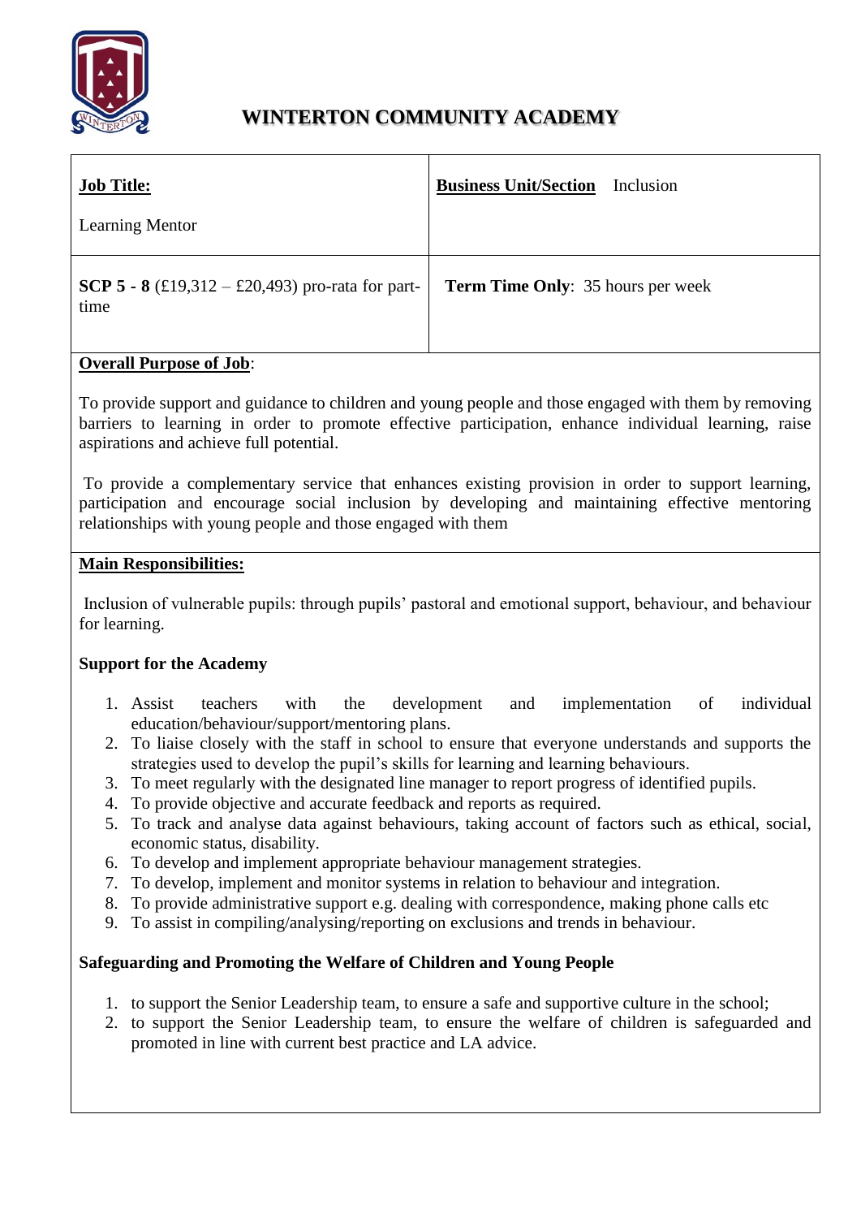# WINTERTON COMMUNITY ACADEMY

| **Job Title:**<br><br>Learning Mentor | **Business Unit/Section** Inclusion |
|---|---|
| **SCP 5 - 8** (£19,312 – £20,493) pro-rata for part-time | **Term Time Only**: 35 hours per week |

**Overall Purpose of Job**:

To provide support and guidance to children and young people and those engaged with them by removing barriers to learning in order to promote effective participation, enhance individual learning, raise aspirations and achieve full potential.

To provide a complementary service that enhances existing provision in order to support learning, participation and encourage social inclusion by developing and maintaining effective mentoring relationships with young people and those engaged with them

**Main Responsibilities:**

Inclusion of vulnerable pupils: through pupils' pastoral and emotional support, behaviour, and behaviour for learning.

**Support for the Academy**

1. Assist teachers with the development and implementation of individual education/behaviour/support/mentoring plans.
2. To liaise closely with the staff in school to ensure that everyone understands and supports the strategies used to develop the pupil's skills for learning and learning behaviours.
3. To meet regularly with the designated line manager to report progress of identified pupils.
4. To provide objective and accurate feedback and reports as required.
5. To track and analyse data against behaviours, taking account of factors such as ethical, social, economic status, disability.
6. To develop and implement appropriate behaviour management strategies.
7. To develop, implement and monitor systems in relation to behaviour and integration.
8. To provide administrative support e.g. dealing with correspondence, making phone calls etc
9. To assist in compiling/analysing/reporting on exclusions and trends in behaviour.

**Safeguarding and Promoting the Welfare of Children and Young People**

1. to support the Senior Leadership team, to ensure a safe and supportive culture in the school;
2. to support the Senior Leadership team, to ensure the welfare of children is safeguarded and promoted in line with current best practice and LA advice.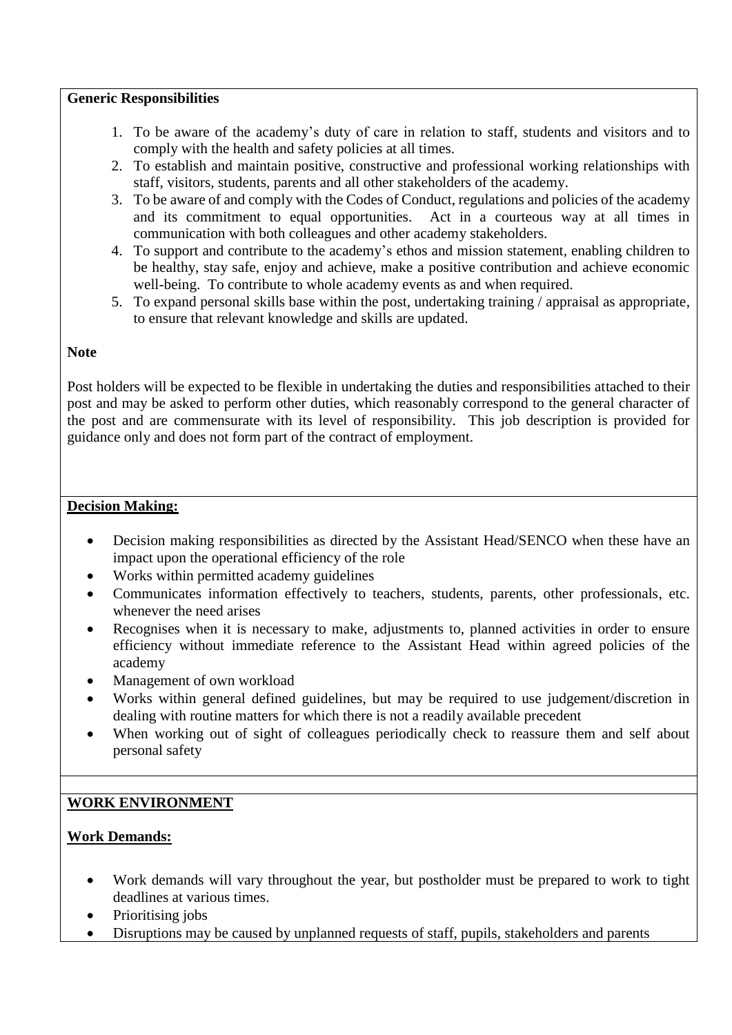**Generic Responsibilities**

1. To be aware of the academy's duty of care in relation to staff, students and visitors and to comply with the health and safety policies at all times.
2. To establish and maintain positive, constructive and professional working relationships with staff, visitors, students, parents and all other stakeholders of the academy.
3. To be aware of and comply with the Codes of Conduct, regulations and policies of the academy and its commitment to equal opportunities. Act in a courteous way at all times in communication with both colleagues and other academy stakeholders.
4. To support and contribute to the academy's ethos and mission statement, enabling children to be healthy, stay safe, enjoy and achieve, make a positive contribution and achieve economic well-being. To contribute to whole academy events as and when required.
5. To expand personal skills base within the post, undertaking training / appraisal as appropriate, to ensure that relevant knowledge and skills are updated.

**Note**

Post holders will be expected to be flexible in undertaking the duties and responsibilities attached to their post and may be asked to perform other duties, which reasonably correspond to the general character of the post and are commensurate with its level of responsibility. This job description is provided for guidance only and does not form part of the contract of employment.

**Decision Making:**

- Decision making responsibilities as directed by the Assistant Head/SENCO when these have an impact upon the operational efficiency of the role
- Works within permitted academy guidelines
- Communicates information effectively to teachers, students, parents, other professionals, etc. whenever the need arises
- Recognises when it is necessary to make, adjustments to, planned activities in order to ensure efficiency without immediate reference to the Assistant Head within agreed policies of the academy
- Management of own workload
- Works within general defined guidelines, but may be required to use judgement/discretion in dealing with routine matters for which there is not a readily available precedent
- When working out of sight of colleagues periodically check to reassure them and self about personal safety

**WORK ENVIRONMENT**

**Work Demands:**

- Work demands will vary throughout the year, but postholder must be prepared to work to tight deadlines at various times.
- Prioritising jobs
- Disruptions may be caused by unplanned requests of staff, pupils, stakeholders and parents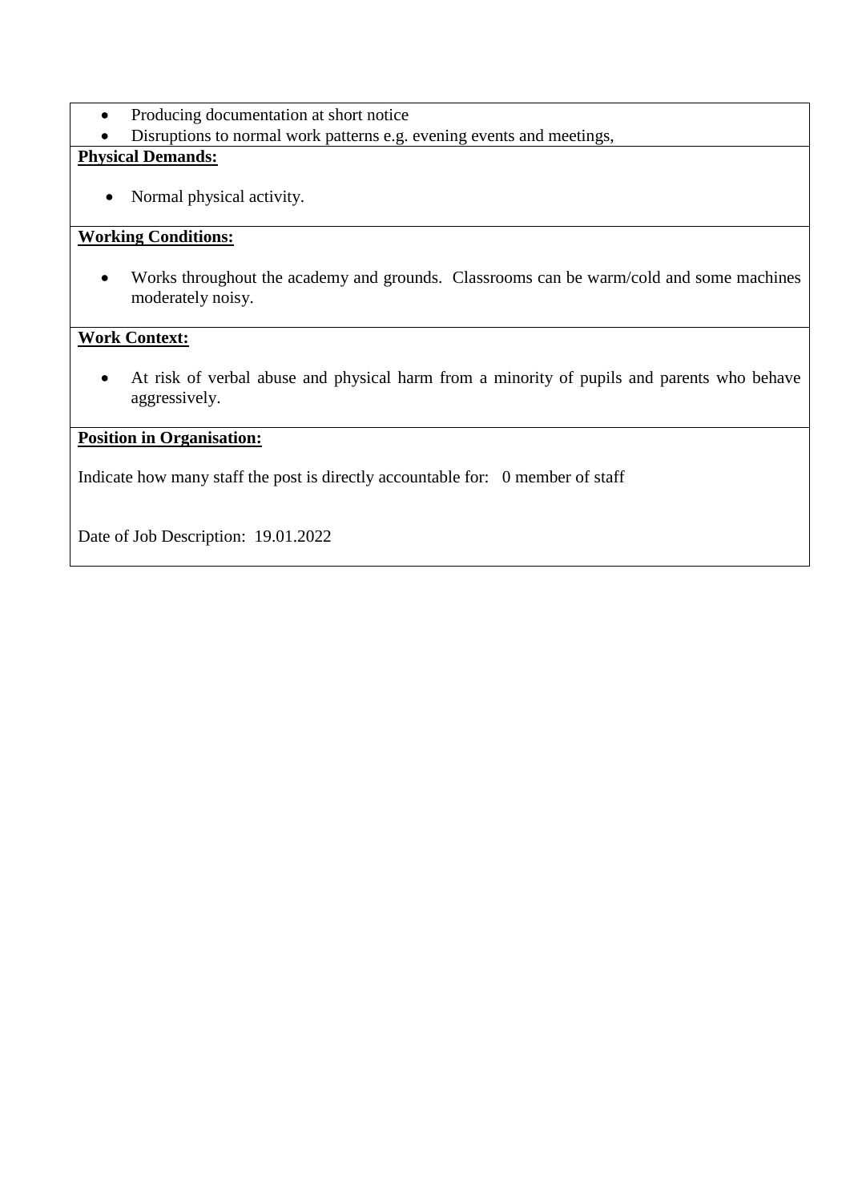- Producing documentation at short notice
- Disruptions to normal work patterns e.g. evening events and meetings,

**Physical Demands:**

- Normal physical activity.

**Working Conditions:**

- Works throughout the academy and grounds. Classrooms can be warm/cold and some machines moderately noisy.

**Work Context:**

- At risk of verbal abuse and physical harm from a minority of pupils and parents who behave aggressively.

**Position in Organisation:**

Indicate how many staff the post is directly accountable for: 0 member of staff

Date of Job Description: 19.01.2022